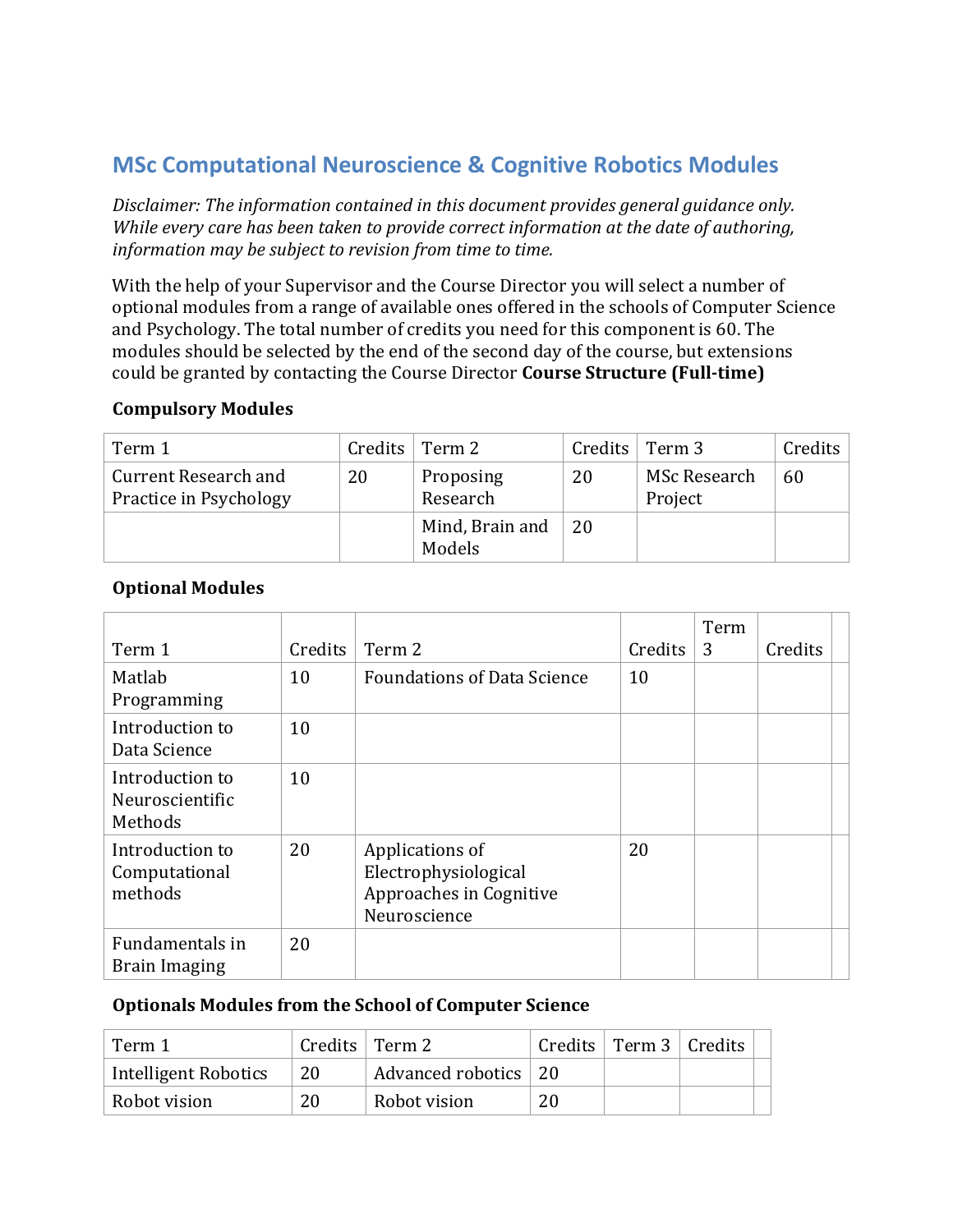## MSc Computational Neuroscience & Cognitive Robotics Modules

*Disclaimer: The information contained in this document provides general guidance only. While every care has been taken to provide correct information at the date of authoring, information may be subject to revision from time to time.*

With the help of your Supervisor and the Course Director you will select a number of optional modules from a range of available ones offered in the schools of Computer Science and Psychology. The total number of credits you need for this component is 60. The modules should be selected by the end of the second day of the course, but extensions could be granted by contacting the Course Director **Course Structure (Full-time)**

**Compulsory Modules**

| Term 1 | Credits | Term 2 | Credits | Term 3 | Credits |
|---|---|---|---|---|---|
| Current Research and Practice in Psychology | 20 | Proposing Research | 20 | MSc Research Project | 60 |
| | | Mind, Brain and Models | 20 | | |

**Optional Modules**

| Term 1 | Credits | Term 2 | Credits | Term 3 | Credits | |
|---|---|---|---|---|---|---|
| Matlab Programming | 10 | Foundations of Data Science | 10 | | | |
| Introduction to Data Science | 10 | | | | | |
| Introduction to Neuroscientific Methods | 10 | | | | | |
| Introduction to Computational methods | 20 | Applications of Electrophysiological Approaches in Cognitive Neuroscience | 20 | | | |
| Fundamentals in Brain Imaging | 20 | | | | | |

**Optionals Modules from the School of Computer Science**

| Term 1 | Credits | Term 2 | Credits | Term 3 | Credits | |
|---|---|---|---|---|---|---|
| Intelligent Robotics | 20 | Advanced robotics | 20 | | | |
| Robot vision | 20 | Robot vision | 20 | | | |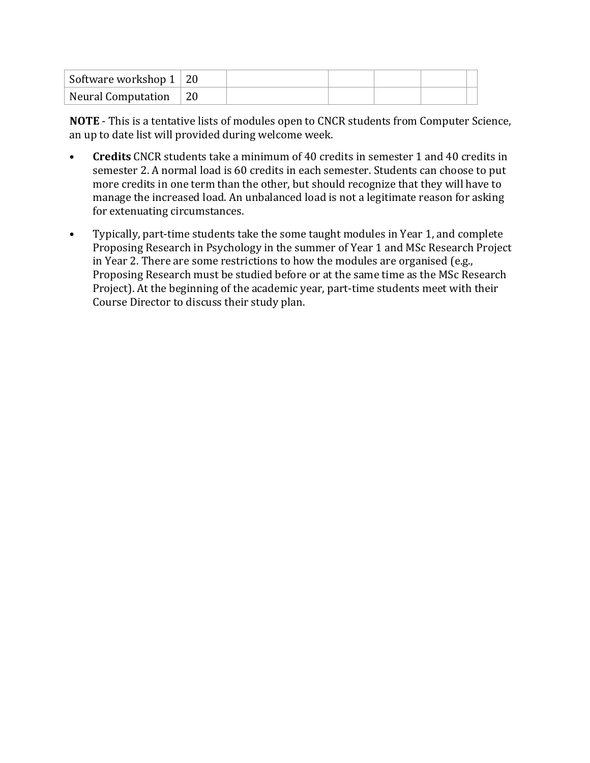| | | | | | | |
|---|---|---|---|---|---|---|
| Software workshop 1 | 20 | | | | | |
| Neural Computation | 20 | | | | | |

**NOTE** - This is a tentative lists of modules open to CNCR students from Computer Science, an up to date list will provided during welcome week.

- **Credits** CNCR students take a minimum of 40 credits in semester 1 and 40 credits in semester 2. A normal load is 60 credits in each semester. Students can choose to put more credits in one term than the other, but should recognize that they will have to manage the increased load. An unbalanced load is not a legitimate reason for asking for extenuating circumstances.
- Typically, part-time students take the some taught modules in Year 1, and complete Proposing Research in Psychology in the summer of Year 1 and MSc Research Project in Year 2. There are some restrictions to how the modules are organised (e.g., Proposing Research must be studied before or at the same time as the MSc Research Project). At the beginning of the academic year, part-time students meet with their Course Director to discuss their study plan.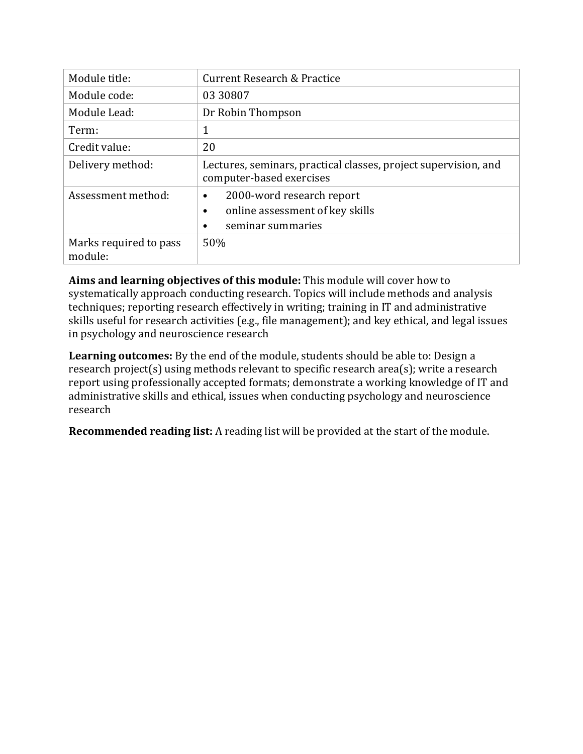| Module title: | Current Research & Practice |
|---|---|
| Module code: | 03 30807 |
| Module Lead: | Dr Robin Thompson |
| Term: | 1 |
| Credit value: | 20 |
| Delivery method: | Lectures, seminars, practical classes, project supervision, and computer-based exercises |
| Assessment method: | • 2000-word research report<br>• online assessment of key skills<br>• seminar summaries |
| Marks required to pass module: | 50% |

**Aims and learning objectives of this module:** This module will cover how to systematically approach conducting research. Topics will include methods and analysis techniques; reporting research effectively in writing; training in IT and administrative skills useful for research activities (e.g., file management); and key ethical, and legal issues in psychology and neuroscience research

**Learning outcomes:** By the end of the module, students should be able to: Design a research project(s) using methods relevant to specific research area(s); write a research report using professionally accepted formats; demonstrate a working knowledge of IT and administrative skills and ethical, issues when conducting psychology and neuroscience research

**Recommended reading list:** A reading list will be provided at the start of the module.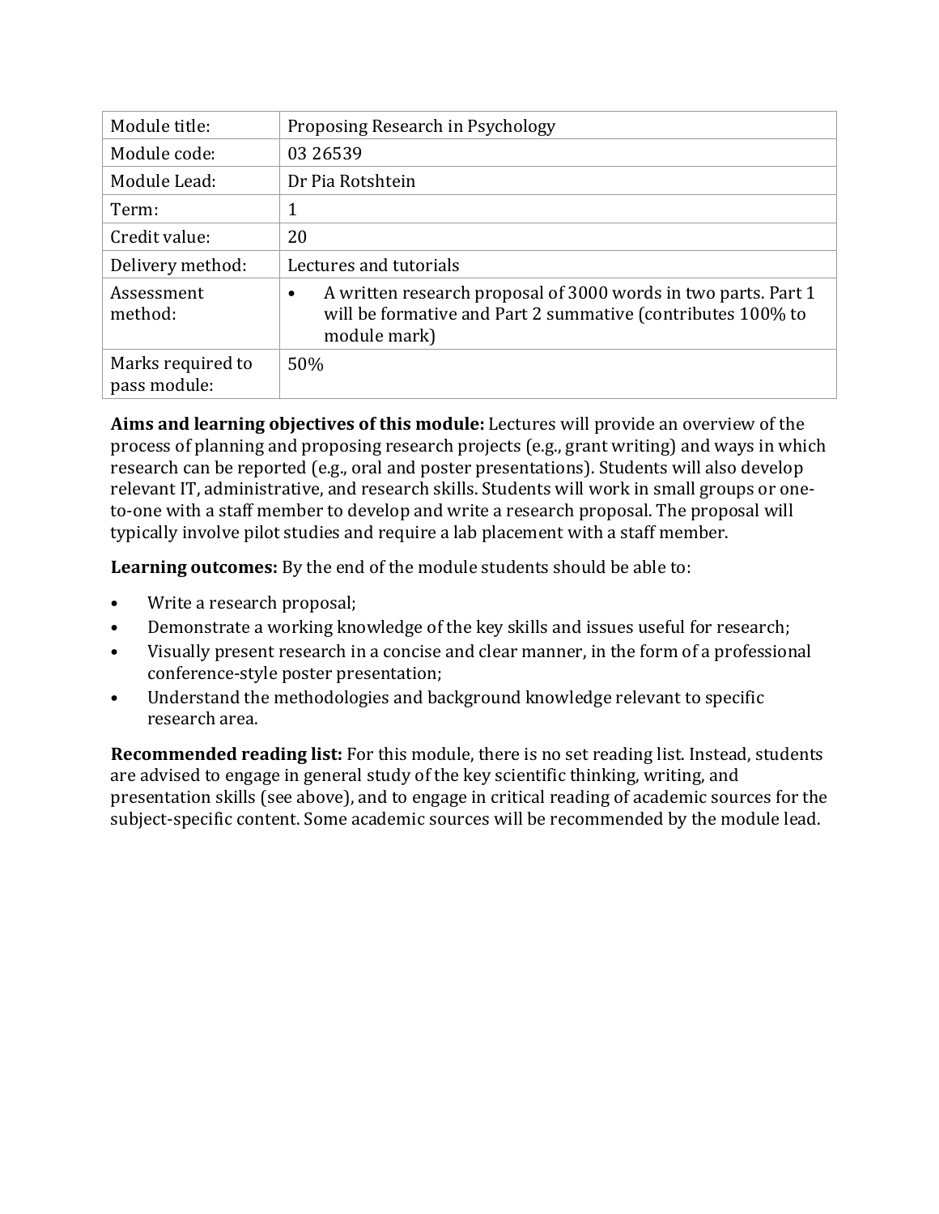| Module title: | Proposing Research in Psychology |
|---|---|
| Module code: | 03 26539 |
| Module Lead: | Dr Pia Rotshtein |
| Term: | 1 |
| Credit value: | 20 |
| Delivery method: | Lectures and tutorials |
| Assessment method: | • A written research proposal of 3000 words in two parts. Part 1 will be formative and Part 2 summative (contributes 100% to module mark) |
| Marks required to pass module: | 50% |

**Aims and learning objectives of this module:** Lectures will provide an overview of the process of planning and proposing research projects (e.g., grant writing) and ways in which research can be reported (e.g., oral and poster presentations). Students will also develop relevant IT, administrative, and research skills. Students will work in small groups or one-to-one with a staff member to develop and write a research proposal. The proposal will typically involve pilot studies and require a lab placement with a staff member.

**Learning outcomes:** By the end of the module students should be able to:

- Write a research proposal;
- Demonstrate a working knowledge of the key skills and issues useful for research;
- Visually present research in a concise and clear manner, in the form of a professional conference-style poster presentation;
- Understand the methodologies and background knowledge relevant to specific research area.

**Recommended reading list:** For this module, there is no set reading list. Instead, students are advised to engage in general study of the key scientific thinking, writing, and presentation skills (see above), and to engage in critical reading of academic sources for the subject-specific content. Some academic sources will be recommended by the module lead.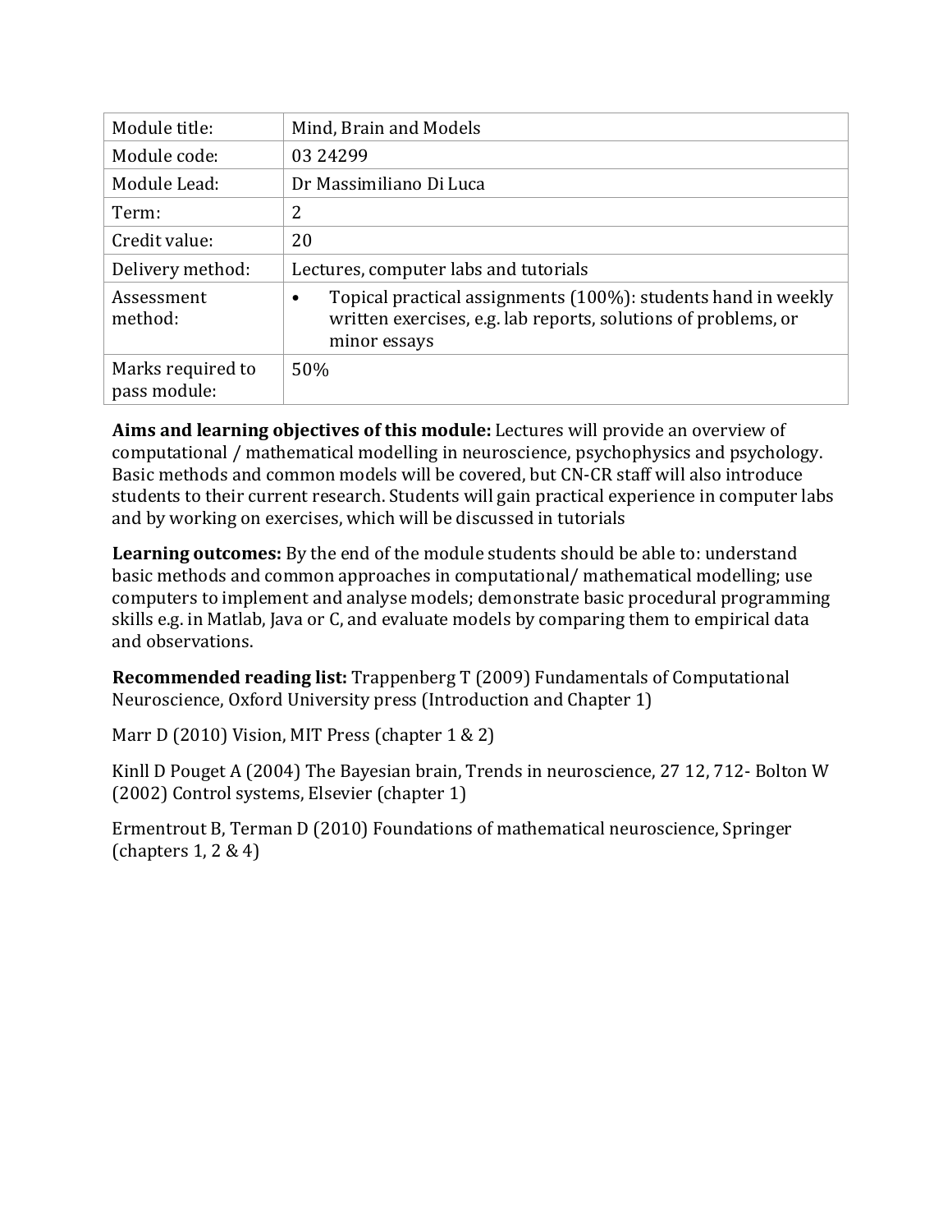| Module title: | Mind, Brain and Models |
|---|---|
| Module code: | 03 24299 |
| Module Lead: | Dr Massimiliano Di Luca |
| Term: | 2 |
| Credit value: | 20 |
| Delivery method: | Lectures, computer labs and tutorials |
| Assessment method: | • Topical practical assignments (100%): students hand in weekly written exercises, e.g. lab reports, solutions of problems, or minor essays |
| Marks required to pass module: | 50% |

**Aims and learning objectives of this module:** Lectures will provide an overview of computational / mathematical modelling in neuroscience, psychophysics and psychology. Basic methods and common models will be covered, but CN-CR staff will also introduce students to their current research. Students will gain practical experience in computer labs and by working on exercises, which will be discussed in tutorials

**Learning outcomes:** By the end of the module students should be able to: understand basic methods and common approaches in computational/ mathematical modelling; use computers to implement and analyse models; demonstrate basic procedural programming skills e.g. in Matlab, Java or C, and evaluate models by comparing them to empirical data and observations.

**Recommended reading list:** Trappenberg T (2009) Fundamentals of Computational Neuroscience, Oxford University press (Introduction and Chapter 1)

Marr D (2010) Vision, MIT Press (chapter 1 & 2)

Kinll D Pouget A (2004) The Bayesian brain, Trends in neuroscience, 27 12, 712- Bolton W (2002) Control systems, Elsevier (chapter 1)

Ermentrout B, Terman D (2010) Foundations of mathematical neuroscience, Springer (chapters 1, 2 & 4)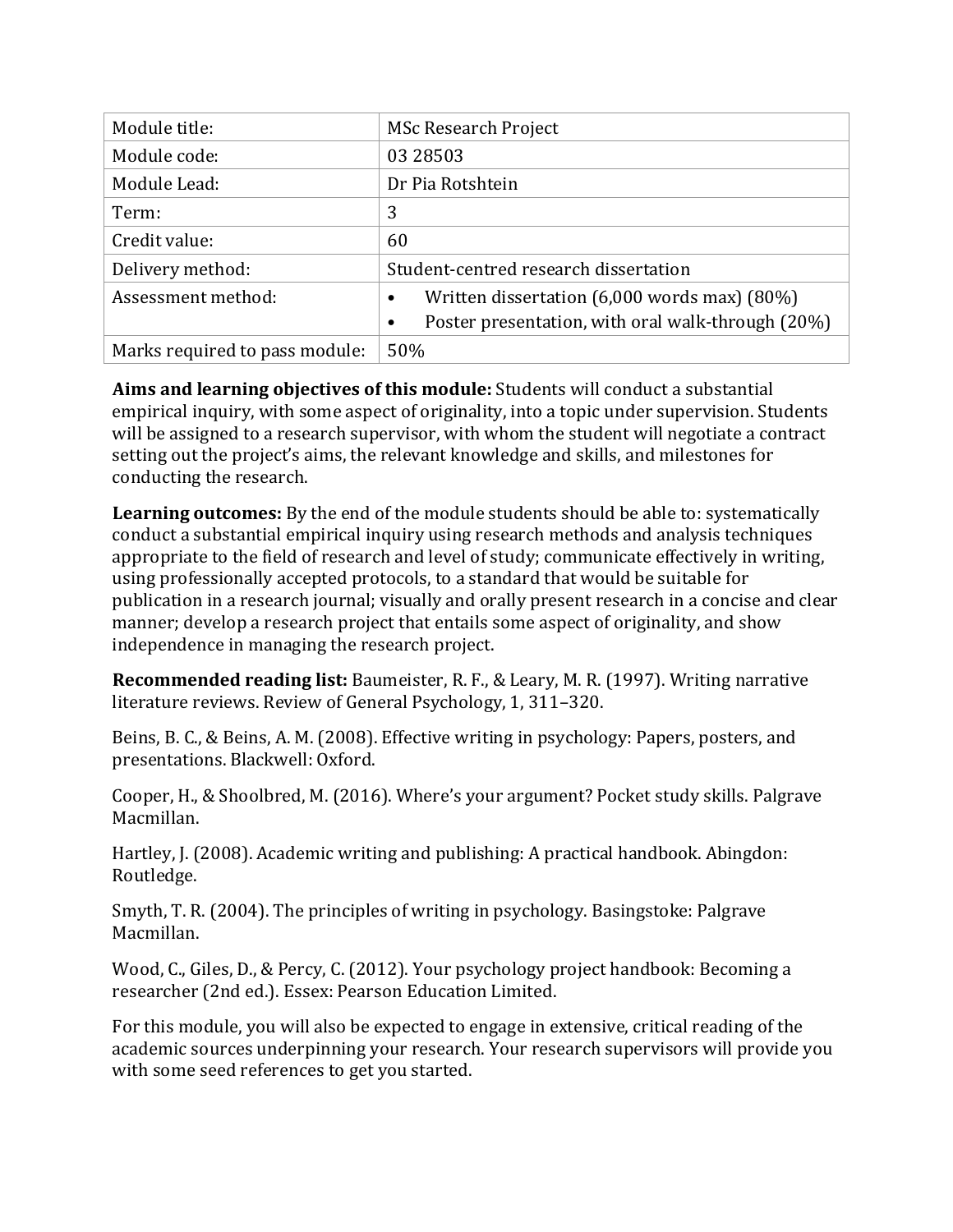| Module title: | MSc Research Project |
| --- | --- |
| Module code: | 03 28503 |
| Module Lead: | Dr Pia Rotshtein |
| Term: | 3 |
| Credit value: | 60 |
| Delivery method: | Student-centred research dissertation |
| Assessment method: | • Written dissertation (6,000 words max) (80%)<br>• Poster presentation, with oral walk-through (20%) |
| Marks required to pass module: | 50% |

**Aims and learning objectives of this module:** Students will conduct a substantial empirical inquiry, with some aspect of originality, into a topic under supervision. Students will be assigned to a research supervisor, with whom the student will negotiate a contract setting out the project's aims, the relevant knowledge and skills, and milestones for conducting the research.

**Learning outcomes:** By the end of the module students should be able to: systematically conduct a substantial empirical inquiry using research methods and analysis techniques appropriate to the field of research and level of study; communicate effectively in writing, using professionally accepted protocols, to a standard that would be suitable for publication in a research journal; visually and orally present research in a concise and clear manner; develop a research project that entails some aspect of originality, and show independence in managing the research project.

**Recommended reading list:** Baumeister, R. F., & Leary, M. R. (1997). Writing narrative literature reviews. Review of General Psychology, 1, 311–320.

Beins, B. C., & Beins, A. M. (2008). Effective writing in psychology: Papers, posters, and presentations. Blackwell: Oxford.

Cooper, H., & Shoolbred, M. (2016). Where's your argument? Pocket study skills. Palgrave Macmillan.

Hartley, J. (2008). Academic writing and publishing: A practical handbook. Abingdon: Routledge.

Smyth, T. R. (2004). The principles of writing in psychology. Basingstoke: Palgrave Macmillan.

Wood, C., Giles, D., & Percy, C. (2012). Your psychology project handbook: Becoming a researcher (2nd ed.). Essex: Pearson Education Limited.

For this module, you will also be expected to engage in extensive, critical reading of the academic sources underpinning your research. Your research supervisors will provide you with some seed references to get you started.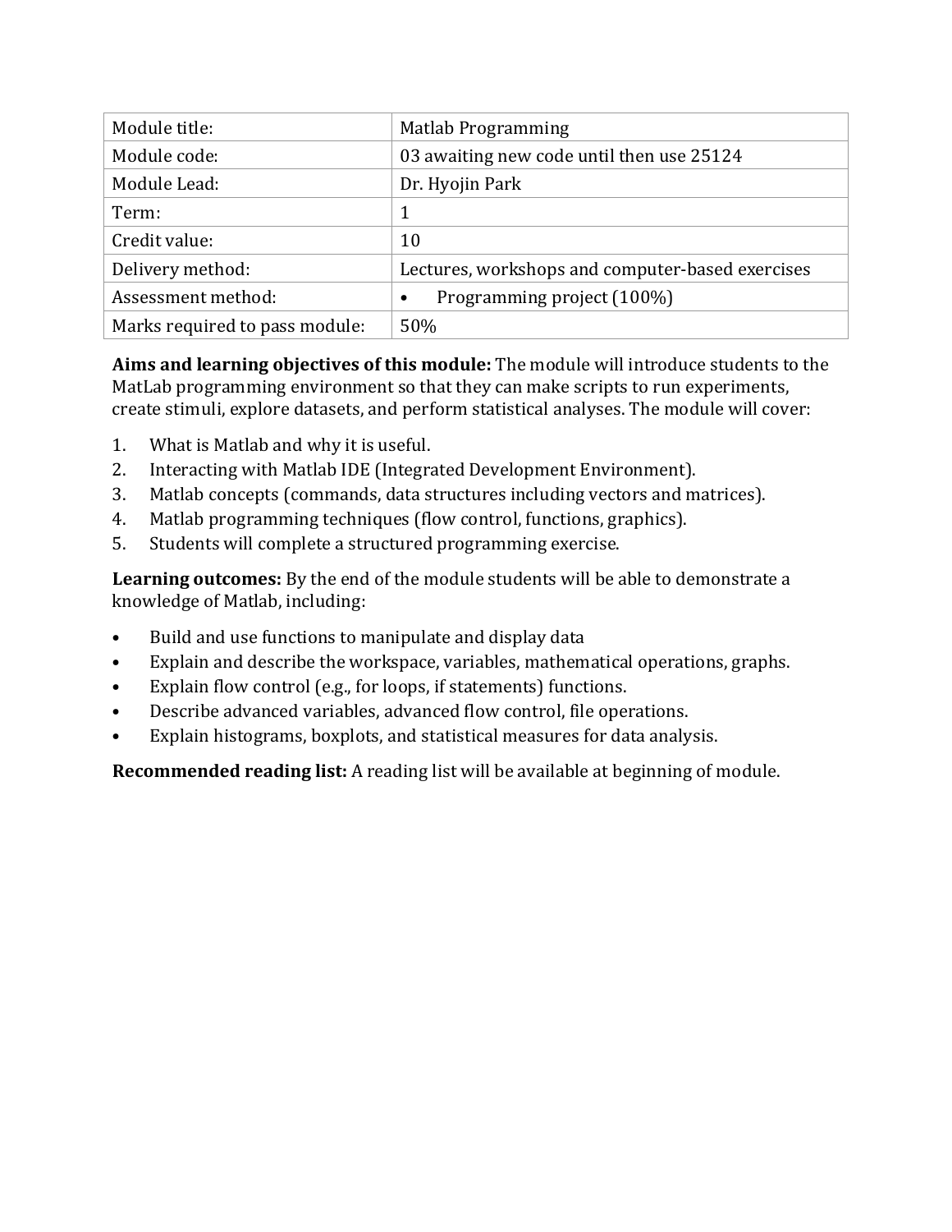| Module title: | Matlab Programming |
| --- | --- |
| Module code: | 03 awaiting new code until then use 25124 |
| Module Lead: | Dr. Hyojin Park |
| Term: | 1 |
| Credit value: | 10 |
| Delivery method: | Lectures, workshops and computer-based exercises |
| Assessment method: | • Programming project (100%) |
| Marks required to pass module: | 50% |

**Aims and learning objectives of this module:** The module will introduce students to the MatLab programming environment so that they can make scripts to run experiments, create stimuli, explore datasets, and perform statistical analyses. The module will cover:

1. What is Matlab and why it is useful.
2. Interacting with Matlab IDE (Integrated Development Environment).
3. Matlab concepts (commands, data structures including vectors and matrices).
4. Matlab programming techniques (flow control, functions, graphics).
5. Students will complete a structured programming exercise.

**Learning outcomes:** By the end of the module students will be able to demonstrate a knowledge of Matlab, including:

- Build and use functions to manipulate and display data
- Explain and describe the workspace, variables, mathematical operations, graphs.
- Explain flow control (e.g., for loops, if statements) functions.
- Describe advanced variables, advanced flow control, file operations.
- Explain histograms, boxplots, and statistical measures for data analysis.

**Recommended reading list:** A reading list will be available at beginning of module.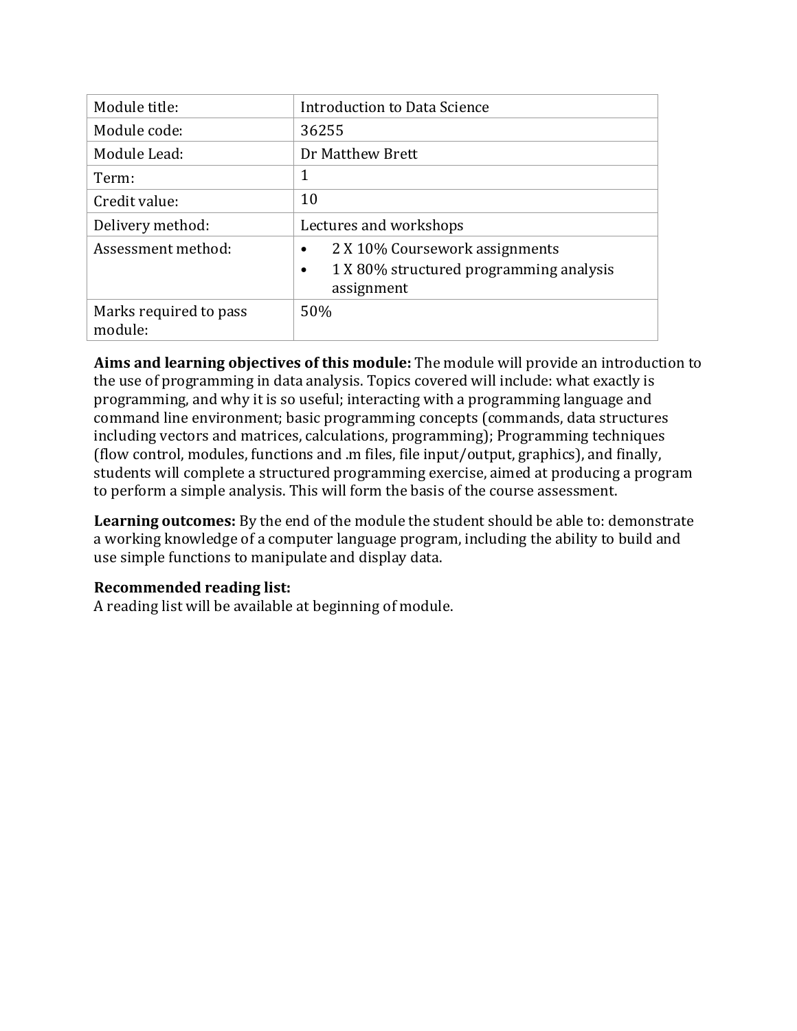| Module title: | Introduction to Data Science |
| --- | --- |
| Module code: | 36255 |
| Module Lead: | Dr Matthew Brett |
| Term: | 1 |
| Credit value: | 10 |
| Delivery method: | Lectures and workshops |
| Assessment method: | • 2 X 10% Coursework assignments<br>• 1 X 80% structured programming analysis assignment |
| Marks required to pass module: | 50% |

**Aims and learning objectives of this module:** The module will provide an introduction to the use of programming in data analysis. Topics covered will include: what exactly is programming, and why it is so useful; interacting with a programming language and command line environment; basic programming concepts (commands, data structures including vectors and matrices, calculations, programming); Programming techniques (flow control, modules, functions and .m files, file input/output, graphics), and finally, students will complete a structured programming exercise, aimed at producing a program to perform a simple analysis. This will form the basis of the course assessment.

**Learning outcomes:** By the end of the module the student should be able to: demonstrate a working knowledge of a computer language program, including the ability to build and use simple functions to manipulate and display data.

**Recommended reading list:**
A reading list will be available at beginning of module.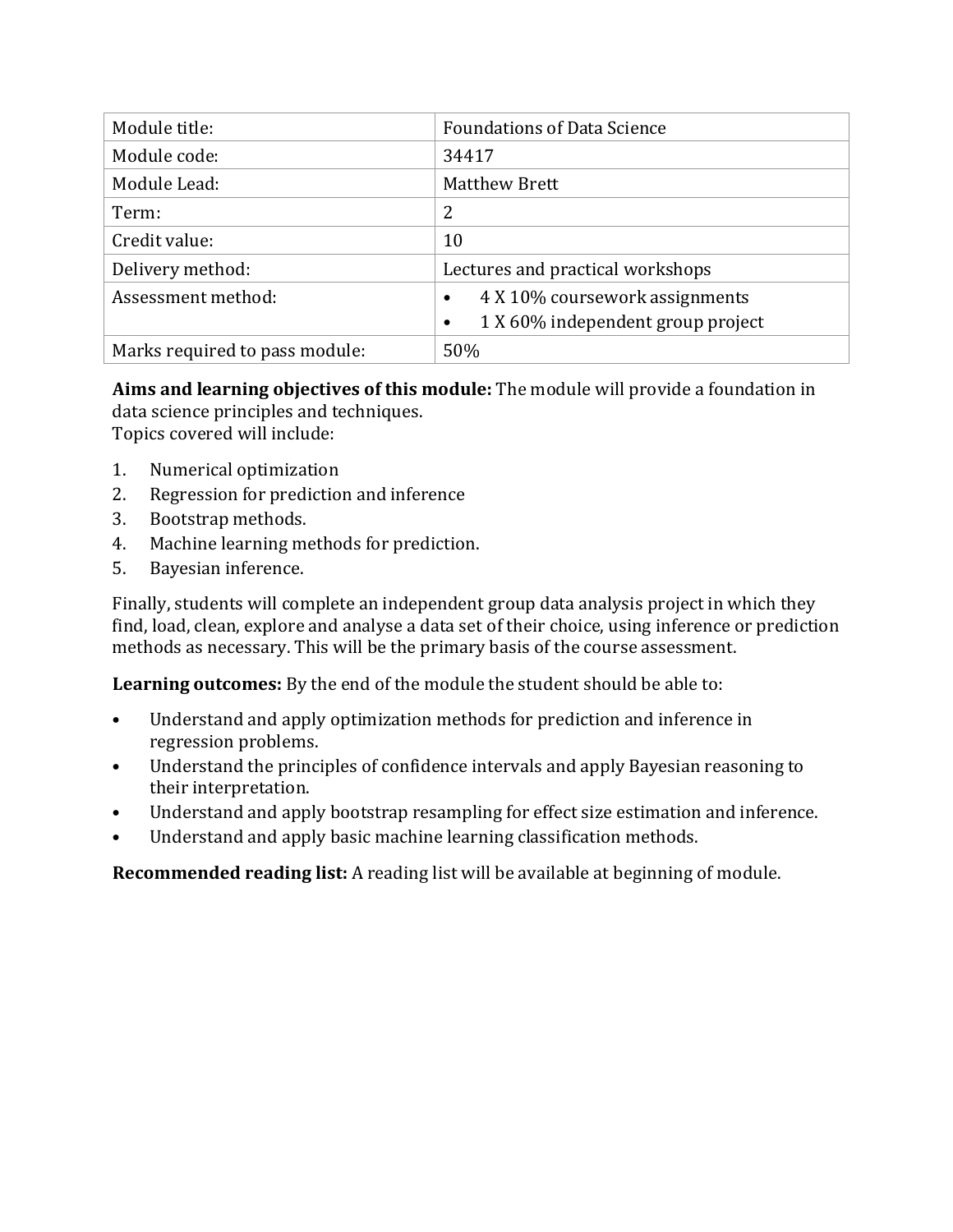| Module title: | Foundations of Data Science |
|---|---|
| Module code: | 34417 |
| Module Lead: | Matthew Brett |
| Term: | 2 |
| Credit value: | 10 |
| Delivery method: | Lectures and practical workshops |
| Assessment method: | • 4 X 10% coursework assignments<br>• 1 X 60% independent group project |
| Marks required to pass module: | 50% |

**Aims and learning objectives of this module:** The module will provide a foundation in data science principles and techniques.
Topics covered will include:

1. Numerical optimization
2. Regression for prediction and inference
3. Bootstrap methods.
4. Machine learning methods for prediction.
5. Bayesian inference.

Finally, students will complete an independent group data analysis project in which they find, load, clean, explore and analyse a data set of their choice, using inference or prediction methods as necessary. This will be the primary basis of the course assessment.

**Learning outcomes:** By the end of the module the student should be able to:

- Understand and apply optimization methods for prediction and inference in regression problems.
- Understand the principles of confidence intervals and apply Bayesian reasoning to their interpretation.
- Understand and apply bootstrap resampling for effect size estimation and inference.
- Understand and apply basic machine learning classification methods.

**Recommended reading list:** A reading list will be available at beginning of module.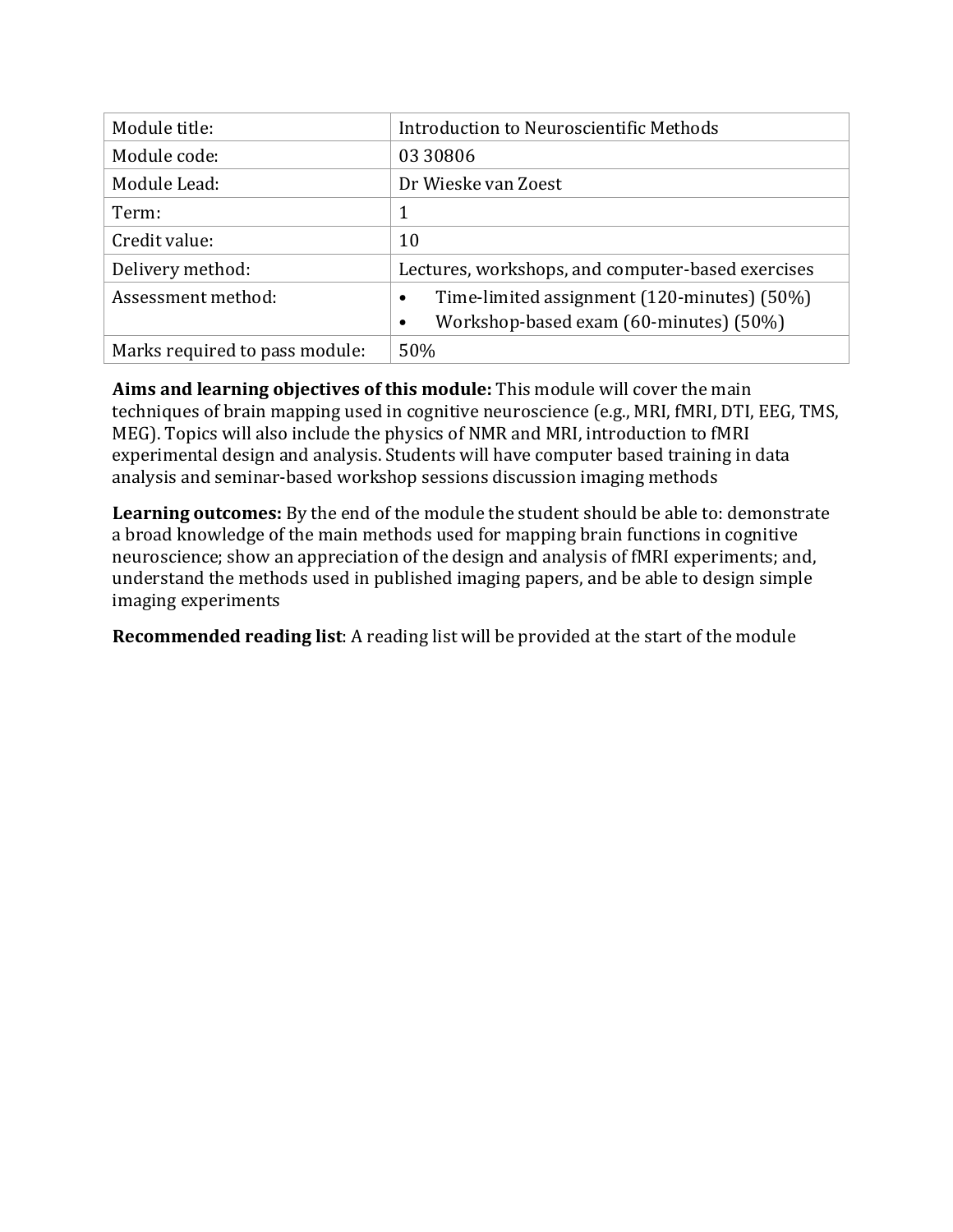| Module title: | Introduction to Neuroscientific Methods |
|---|---|
| Module code: | 03 30806 |
| Module Lead: | Dr Wieske van Zoest |
| Term: | 1 |
| Credit value: | 10 |
| Delivery method: | Lectures, workshops, and computer-based exercises |
| Assessment method: | • Time-limited assignment (120-minutes) (50%)<br>• Workshop-based exam (60-minutes) (50%) |
| Marks required to pass module: | 50% |

**Aims and learning objectives of this module:** This module will cover the main techniques of brain mapping used in cognitive neuroscience (e.g., MRI, fMRI, DTI, EEG, TMS, MEG). Topics will also include the physics of NMR and MRI, introduction to fMRI experimental design and analysis. Students will have computer based training in data analysis and seminar-based workshop sessions discussion imaging methods

**Learning outcomes:** By the end of the module the student should be able to: demonstrate a broad knowledge of the main methods used for mapping brain functions in cognitive neuroscience; show an appreciation of the design and analysis of fMRI experiments; and, understand the methods used in published imaging papers, and be able to design simple imaging experiments

**Recommended reading list**: A reading list will be provided at the start of the module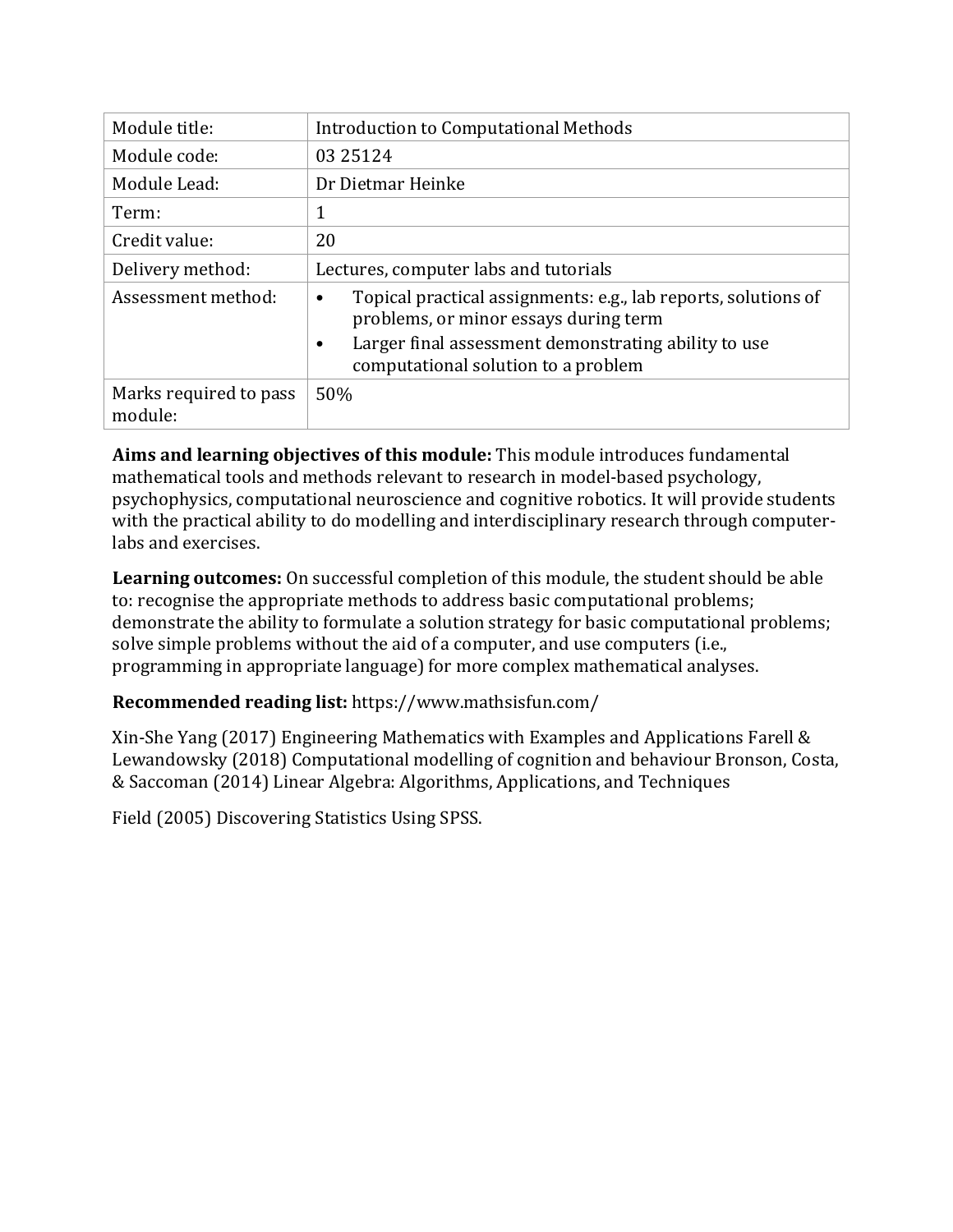| Module title: | Introduction to Computational Methods |
|---|---|
| Module code: | 03 25124 |
| Module Lead: | Dr Dietmar Heinke |
| Term: | 1 |
| Credit value: | 20 |
| Delivery method: | Lectures, computer labs and tutorials |
| Assessment method: | • Topical practical assignments: e.g., lab reports, solutions of problems, or minor essays during term<br>• Larger final assessment demonstrating ability to use computational solution to a problem |
| Marks required to pass module: | 50% |

**Aims and learning objectives of this module:** This module introduces fundamental mathematical tools and methods relevant to research in model-based psychology, psychophysics, computational neuroscience and cognitive robotics. It will provide students with the practical ability to do modelling and interdisciplinary research through computer-labs and exercises.

**Learning outcomes:** On successful completion of this module, the student should be able to: recognise the appropriate methods to address basic computational problems; demonstrate the ability to formulate a solution strategy for basic computational problems; solve simple problems without the aid of a computer, and use computers (i.e., programming in appropriate language) for more complex mathematical analyses.

**Recommended reading list:** https://www.mathsisfun.com/

Xin-She Yang (2017) Engineering Mathematics with Examples and Applications Farell & Lewandowsky (2018) Computational modelling of cognition and behaviour Bronson, Costa, & Saccoman (2014) Linear Algebra: Algorithms, Applications, and Techniques

Field (2005) Discovering Statistics Using SPSS.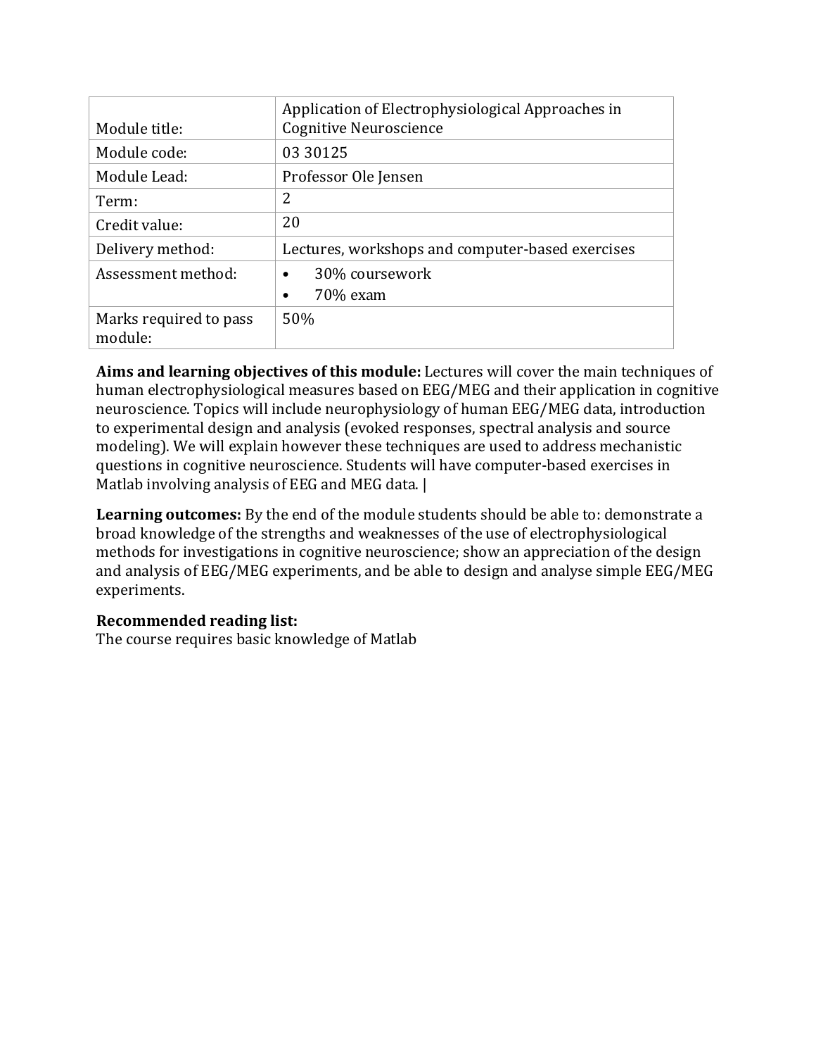| Module title: | Application of Electrophysiological Approaches in Cognitive Neuroscience |
|---|---|
| Module code: | 03 30125 |
| Module Lead: | Professor Ole Jensen |
| Term: | 2 |
| Credit value: | 20 |
| Delivery method: | Lectures, workshops and computer-based exercises |
| Assessment method: | • 30% coursework<br>• 70% exam |
| Marks required to pass module: | 50% |

**Aims and learning objectives of this module:** Lectures will cover the main techniques of human electrophysiological measures based on EEG/MEG and their application in cognitive neuroscience. Topics will include neurophysiology of human EEG/MEG data, introduction to experimental design and analysis (evoked responses, spectral analysis and source modeling). We will explain however these techniques are used to address mechanistic questions in cognitive neuroscience. Students will have computer-based exercises in Matlab involving analysis of EEG and MEG data. |

**Learning outcomes:** By the end of the module students should be able to: demonstrate a broad knowledge of the strengths and weaknesses of the use of electrophysiological methods for investigations in cognitive neuroscience; show an appreciation of the design and analysis of EEG/MEG experiments, and be able to design and analyse simple EEG/MEG experiments.

**Recommended reading list:**
The course requires basic knowledge of Matlab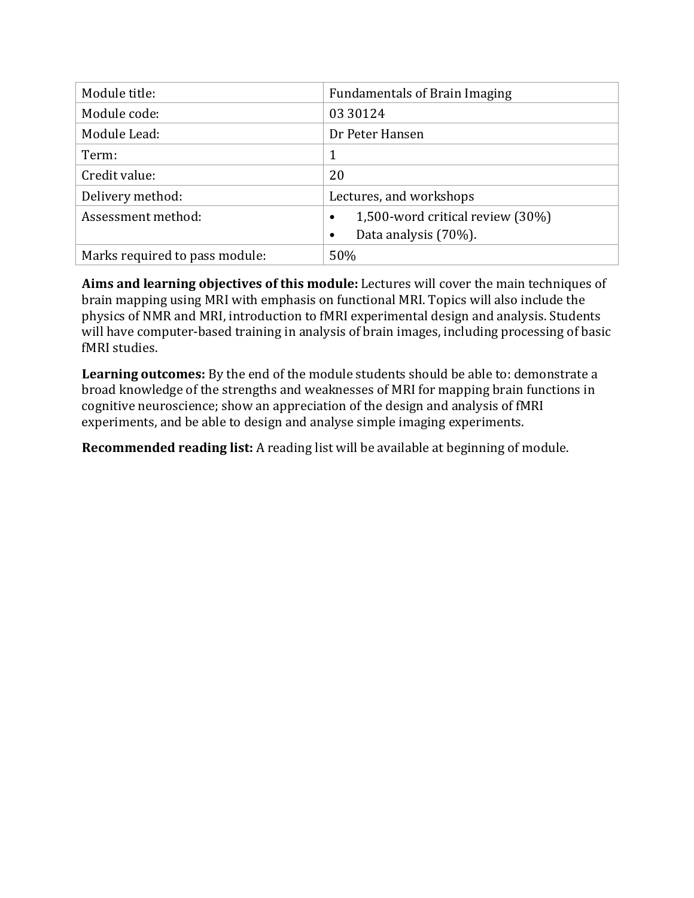| | |
|---|---|
| Module title: | Fundamentals of Brain Imaging |
| Module code: | 03 30124 |
| Module Lead: | Dr Peter Hansen |
| Term: | 1 |
| Credit value: | 20 |
| Delivery method: | Lectures, and workshops |
| Assessment method: | • 1,500-word critical review (30%)<br>• Data analysis (70%). |
| Marks required to pass module: | 50% |

**Aims and learning objectives of this module:** Lectures will cover the main techniques of brain mapping using MRI with emphasis on functional MRI. Topics will also include the physics of NMR and MRI, introduction to fMRI experimental design and analysis. Students will have computer-based training in analysis of brain images, including processing of basic fMRI studies.

**Learning outcomes:** By the end of the module students should be able to: demonstrate a broad knowledge of the strengths and weaknesses of MRI for mapping brain functions in cognitive neuroscience; show an appreciation of the design and analysis of fMRI experiments, and be able to design and analyse simple imaging experiments.

**Recommended reading list:** A reading list will be available at beginning of module.